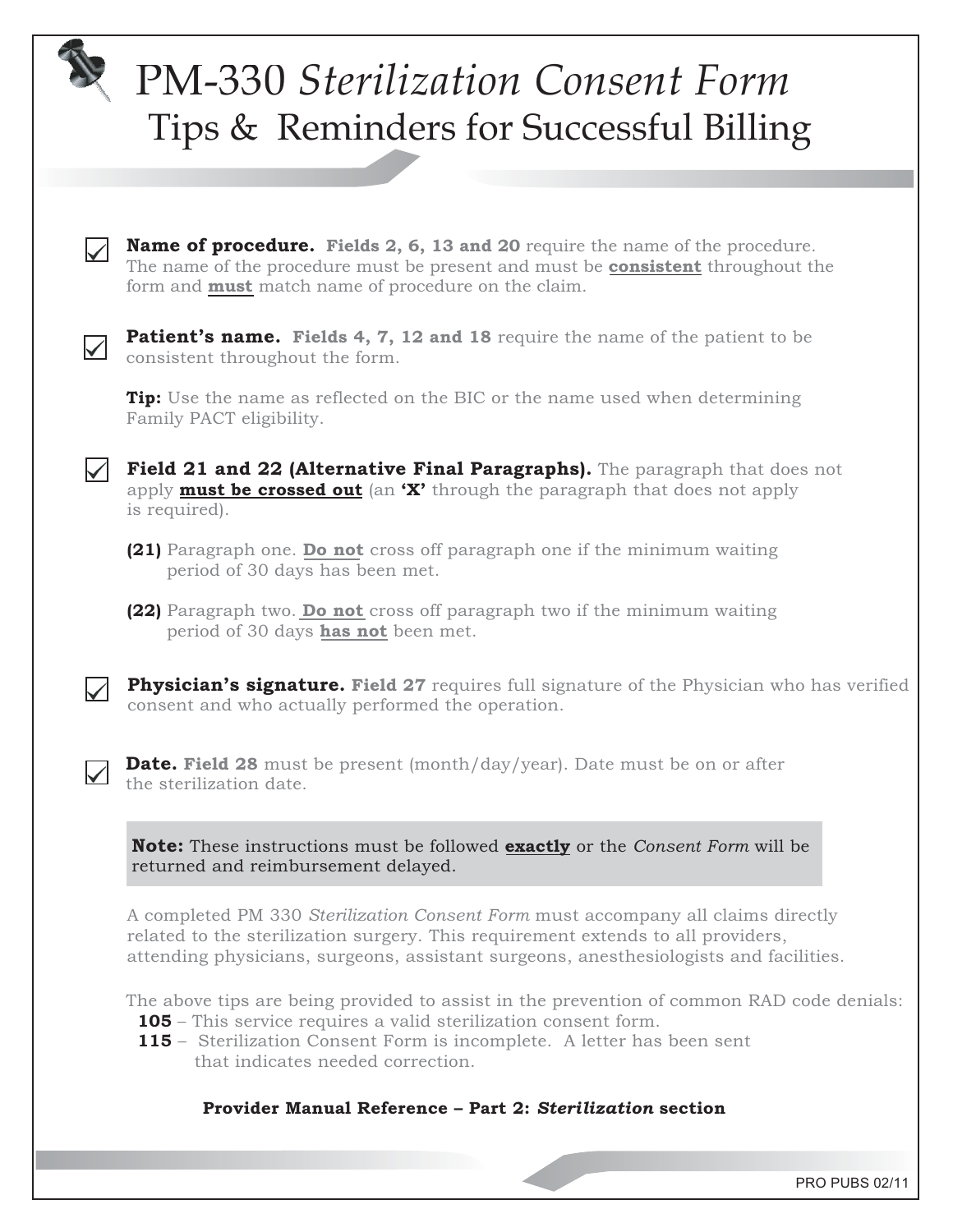# PM-330 *Sterilization Consent Form*
## Tips & Reminders for Successful Billing

- **Name of procedure.** **Fields 2, 6, 13 and 20** require the name of the procedure. The name of the procedure must be present and must be **consistent** throughout the form and **must** match name of procedure on the claim.

- **Patient's name.** **Fields 4, 7, 12 and 18** require the name of the patient to be consistent throughout the form.

  **Tip:** Use the name as reflected on the BIC or the name used when determining Family PACT eligibility.

- **Field 21 and 22 (Alternative Final Paragraphs).** The paragraph that does not apply **must be crossed out** (an **'X'** through the paragraph that does not apply is required).

  **(21)** Paragraph one. **Do not** cross off paragraph one if the minimum waiting period of 30 days has been met.

  **(22)** Paragraph two. **Do not** cross off paragraph two if the minimum waiting period of 30 days **has not** been met.

- **Physician's signature.** **Field 27** requires full signature of the Physician who has verified consent and who actually performed the operation.

- **Date.** **Field 28** must be present (month/day/year). Date must be on or after the sterilization date.

> **Note:** These instructions must be followed **exactly** or the *Consent Form* will be returned and reimbursement delayed.

A completed PM 330 *Sterilization Consent Form* must accompany all claims directly related to the sterilization surgery. This requirement extends to all providers, attending physicians, surgeons, assistant surgeons, anesthesiologists and facilities.

The above tips are being provided to assist in the prevention of common RAD code denials:

- **105** – This service requires a valid sterilization consent form.
- **115** – Sterilization Consent Form is incomplete. A letter has been sent that indicates needed correction.

**Provider Manual Reference – Part 2: *Sterilization* section**

PRO PUBS 02/11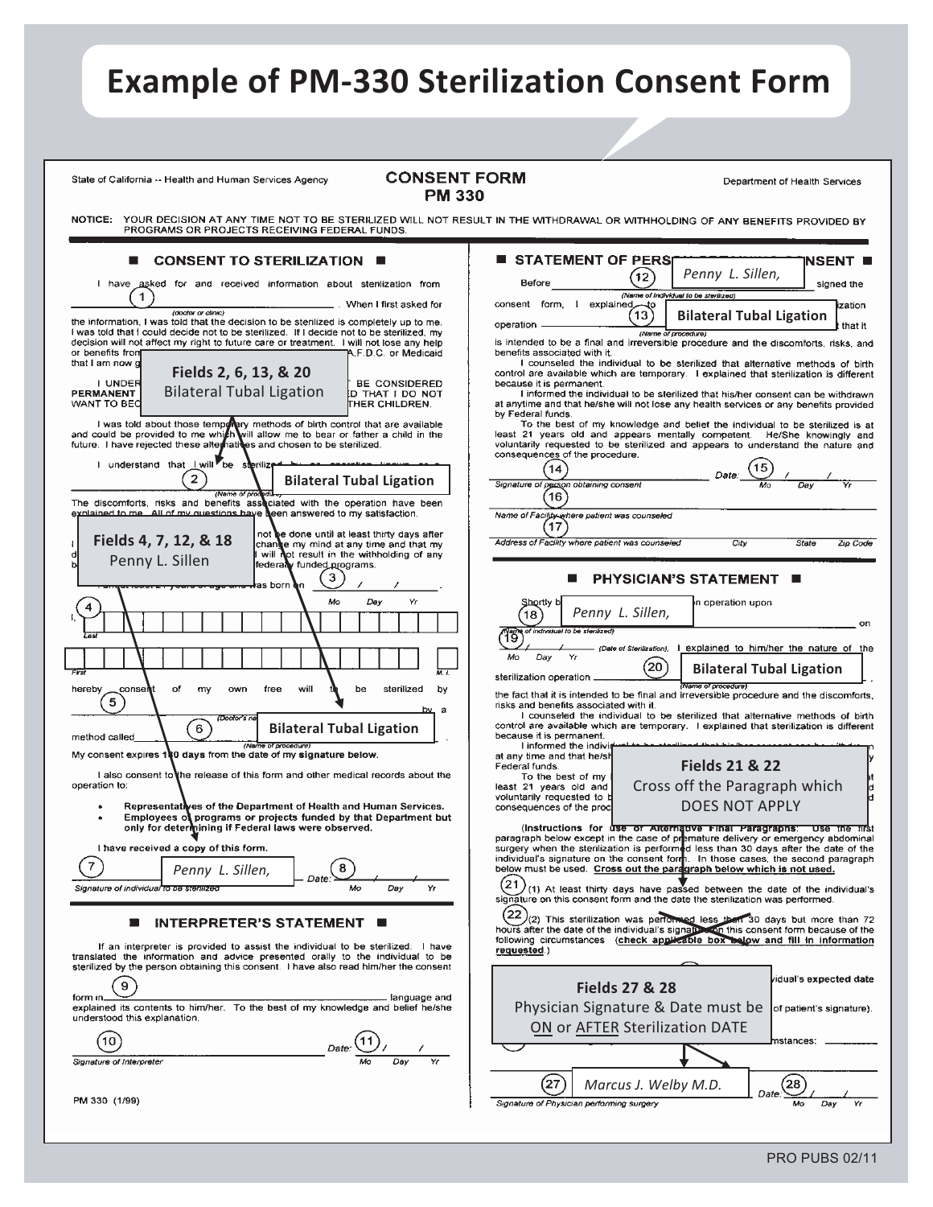# Example of PM-330 Sterilization Consent Form

State of California -- Health and Human Services Agency

## CONSENT FORM PM 330

Department of Health Services

NOTICE: YOUR DECISION AT ANY TIME NOT TO BE STERILIZED WILL NOT RESULT IN THE WITHDRAWAL OR WITHHOLDING OF ANY BENEFITS PROVIDED BY PROGRAMS OR PROJECTS RECEIVING FEDERAL FUNDS.

### CONSENT TO STERILIZATION

I have asked for and received information about sterilization from (1) _______________ (doctor or clinic). When I first asked for the information, I was told that the decision to be sterilized is completely up to me. I was told that I could decide not to be sterilized. If I decide not to be sterilized, my decision will not affect my right to future care or treatment. I will not lose any help or benefits from ... A.F.D.C. or Medicaid that I am now g...

I UNDER... BE CONSIDERED PERMANENT ... D THAT I DO NOT WANT TO BE... THER CHILDREN.

**Fields 2, 6, 13, & 20**
Bilateral Tubal Ligation

I was told about those temporary methods of birth control that are available and could be provided to me which will allow me to bear or father a child in the future. I have rejected these alternatives and chosen to be sterilized.

I understand that I will be sterilized by an operation known as a (2) **Bilateral Tubal Ligation** (Name of procedure). The discomforts, risks and benefits associated with the operation have been explained to me. All of my questions have been answered to my satisfaction.

**Fields 4, 7, 12, & 18**
Penny L. Sillen

I ... not be done until at least thirty days after ... change my mind at any time and that my d... will not result in the withholding of any b... federally funded programs.

I am at least 21 years of age and was born on (3) ___ / ___ / ___ (Mo Day Yr).

I, (4) _______________ (Last, First, M.I.) hereby consent of my own free will to be sterilized by (5) _______________ (Doctor's name) by a method called (6) **Bilateral Tubal Ligation** (Name of procedure). My consent expires 180 days from the date of my signature below.

I also consent to the release of this form and other medical records about the operation to:

- Representatives of the Department of Health and Human Services.
- Employees of programs or projects funded by that Department but only for determining if Federal laws were observed.

I have received a copy of this form.

(7) *Penny L. Sillen,* — Signature of individual to be sterilized — Date: (8) ___ / ___ / ___ (Mo Day Yr)

### INTERPRETER'S STATEMENT

If an interpreter is provided to assist the individual to be sterilized: I have translated the information and advice presented orally to the individual to be sterilized by the person obtaining this consent. I have also read him/her the consent form in (9) _______________ language and explained its contents to him/her. To the best of my knowledge and belief he/she understood this explanation.

(10) _______________ Signature of Interpreter — Date: (11) ___ / ___ / ___ (Mo Day Yr)

PM 330 (1/99)

### STATEMENT OF PERSON OBTAINING CONSENT

Before (12) *Penny L. Sillen,* (Name of individual to be sterilized) signed the consent form, I explained to ... the nature of the sterilization operation (13) **Bilateral Tubal Ligation** (Name of procedure), the fact that it is intended to be a final and irreversible procedure and the discomforts, risks, and benefits associated with it.

I counseled the individual to be sterilized that alternative methods of birth control are available which are temporary. I explained that sterilization is different because it is permanent.

I informed the individual to be sterilized that his/her consent can be withdrawn at anytime and that he/she will not lose any health services or any benefits provided by Federal funds.

To the best of my knowledge and belief the individual to be sterilized is at least 21 years old and appears mentally competent. He/She knowingly and voluntarily requested to be sterilized and appears to understand the nature and consequences of the procedure.

(14) _______________ Signature of person obtaining consent — Date: (15) ___ / ___ / ___ (Mo Day Yr)

(16) _______________ Name of Facility where patient was counseled

(17) _______________ Address of Facility where patient was counseled — City — State — Zip Code

### PHYSICIAN'S STATEMENT

Shortly b... (18) *Penny L. Sillen,* (Name of individual to be sterilized) ...n operation upon ... on (19) ___ / ___ / ___ (Date of Sterilization), I explained to him/her the nature of the sterilization operation (20) **Bilateral Tubal Ligation** (Name of procedure), the fact that it is intended to be final and irreversible procedure and the discomforts, risks and benefits associated with it.

I counseled the individual to be sterilized that alternative methods of birth control are available which are temporary. I explained that sterilization is different because it is permanent.

I informed the individual to be sterilized that his/her consent can be withdrawn at any time and that he/sh... Federal funds.

To the best of my ... least 21 years old and ... voluntarily requested to b... consequences of the proc...

**Fields 21 & 22**
Cross off the Paragraph which DOES NOT APPLY

(**Instructions for use of Alternative Final Paragraphs:** Use the first paragraph below except in the case of premature delivery or emergency abdominal surgery when the sterilization is performed less than 30 days after the date of the individual's signature on the consent form. In those cases, the second paragraph below must be used. **Cross out the paragraph below which is not used.**)

(21) (1) At least thirty days have passed between the date of the individual's signature on this consent form and the date the sterilization was performed.

(22) (2) This sterilization was performed less than 30 days but more than 72 hours after the date of the individual's signature on this consent form because of the following circumstances (**check applicable box below and fill in information requested**.)

...vidual's expected date ... of patient's signature). ...mstances: _______________

**Fields 27 & 28**
Physician Signature & Date must be ON or AFTER Sterilization DATE

(27) *Marcus J. Welby M.D.* — Signature of Physician performing surgery — Date: (28) ___ / ___ / ___ (Mo Day Yr)

PRO PUBS 02/11